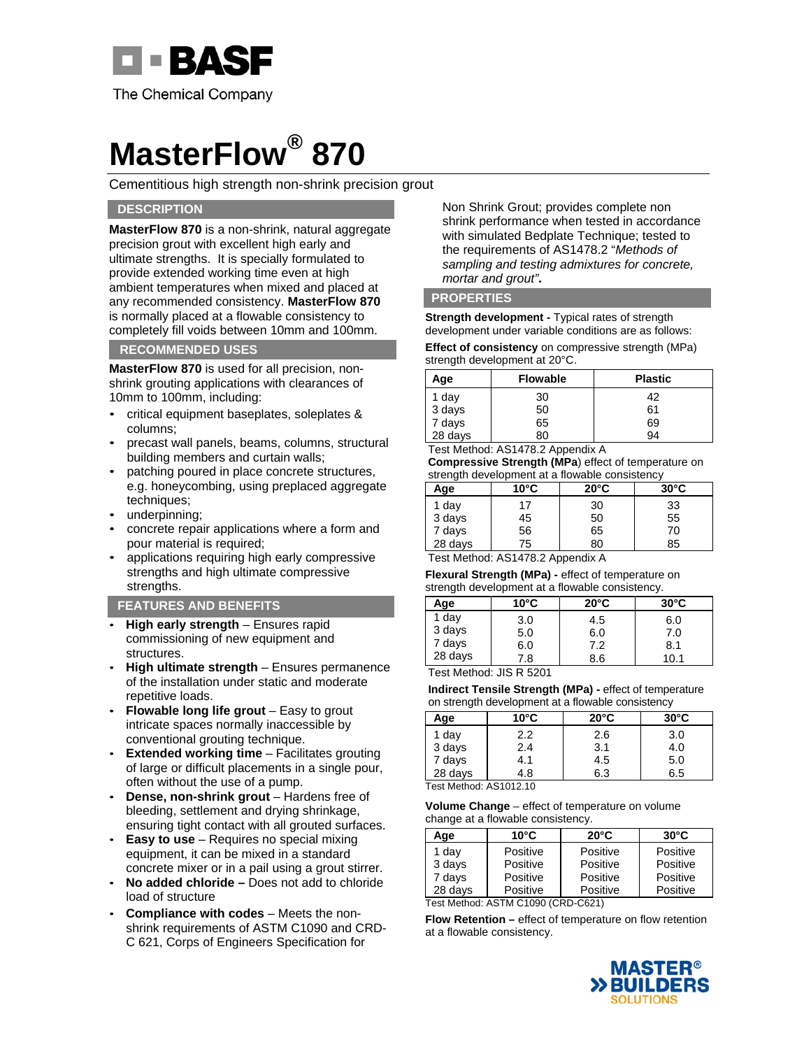BASF

The Chemical Company

# MasterFlow® 870

Cementitious high strength non-shrink precision grout

## DESCRIPTION

**MasterFlow 870** is a non-shrink, natural aggregate precision grout with excellent high early and ultimate strengths. It is specially formulated to provide extended working time even at high ambient temperatures when mixed and placed at any recommended consistency. **MasterFlow 870** is normally placed at a flowable consistency to completely fill voids between 10mm and 100mm.

## RECOMMENDED USES

**MasterFlow 870** is used for all precision, non-shrink grouting applications with clearances of 10mm to 100mm, including:

- critical equipment baseplates, soleplates & columns;
- precast wall panels, beams, columns, structural building members and curtain walls;
- patching poured in place concrete structures, e.g. honeycombing, using preplaced aggregate techniques;
- underpinning;
- concrete repair applications where a form and pour material is required;
- applications requiring high early compressive strengths and high ultimate compressive strengths.

## FEATURES AND BENEFITS

- **High early strength** – Ensures rapid commissioning of new equipment and structures.
- **High ultimate strength** – Ensures permanence of the installation under static and moderate repetitive loads.
- **Flowable long life grout** – Easy to grout intricate spaces normally inaccessible by conventional grouting technique.
- **Extended working time** – Facilitates grouting of large or difficult placements in a single pour, often without the use of a pump.
- **Dense, non-shrink grout** – Hardens free of bleeding, settlement and drying shrinkage, ensuring tight contact with all grouted surfaces.
- **Easy to use** – Requires no special mixing equipment, it can be mixed in a standard concrete mixer or in a pail using a grout stirrer.
- **No added chloride –** Does not add to chloride load of structure
- **Compliance with codes** – Meets the non-shrink requirements of ASTM C1090 and CRD-C 621, Corps of Engineers Specification for Non Shrink Grout; provides complete non shrink performance when tested in accordance with simulated Bedplate Technique; tested to the requirements of AS1478.2 "*Methods of sampling and testing admixtures for concrete, mortar and grout"*.

## PROPERTIES

**Strength development -** Typical rates of strength development under variable conditions are as follows:

**Effect of consistency** on compressive strength (MPa) strength development at 20°C.

| Age | Flowable | Plastic |
|---|---|---|
| 1 day | 30 | 42 |
| 3 days | 50 | 61 |
| 7 days | 65 | 69 |
| 28 days | 80 | 94 |

Test Method: AS1478.2 Appendix A

**Compressive Strength (MPa**) effect of temperature on strength development at a flowable consistency

| Age | 10°C | 20°C | 30°C |
|---|---|---|---|
| 1 day | 17 | 30 | 33 |
| 3 days | 45 | 50 | 55 |
| 7 days | 56 | 65 | 70 |
| 28 days | 75 | 80 | 85 |

Test Method: AS1478.2 Appendix A

**Flexural Strength (MPa) -** effect of temperature on strength development at a flowable consistency.

| Age | 10°C | 20°C | 30°C |
|---|---|---|---|
| 1 day | 3.0 | 4.5 | 6.0 |
| 3 days | 5.0 | 6.0 | 7.0 |
| 7 days | 6.0 | 7.2 | 8.1 |
| 28 days | 7.8 | 8.6 | 10.1 |

Test Method: JIS R 5201

**Indirect Tensile Strength (MPa) -** effect of temperature on strength development at a flowable consistency

| Age | 10°C | 20°C | 30°C |
|---|---|---|---|
| 1 day | 2.2 | 2.6 | 3.0 |
| 3 days | 2.4 | 3.1 | 4.0 |
| 7 days | 4.1 | 4.5 | 5.0 |
| 28 days | 4.8 | 6.3 | 6.5 |

Test Method: AS1012.10

**Volume Change** – effect of temperature on volume change at a flowable consistency.

| Age | 10°C | 20°C | 30°C |
|---|---|---|---|
| 1 day | Positive | Positive | Positive |
| 3 days | Positive | Positive | Positive |
| 7 days | Positive | Positive | Positive |
| 28 days | Positive | Positive | Positive |

Test Method: ASTM C1090 (CRD-C621)

**Flow Retention –** effect of temperature on flow retention at a flowable consistency.

MASTER® BUILDERS SOLUTIONS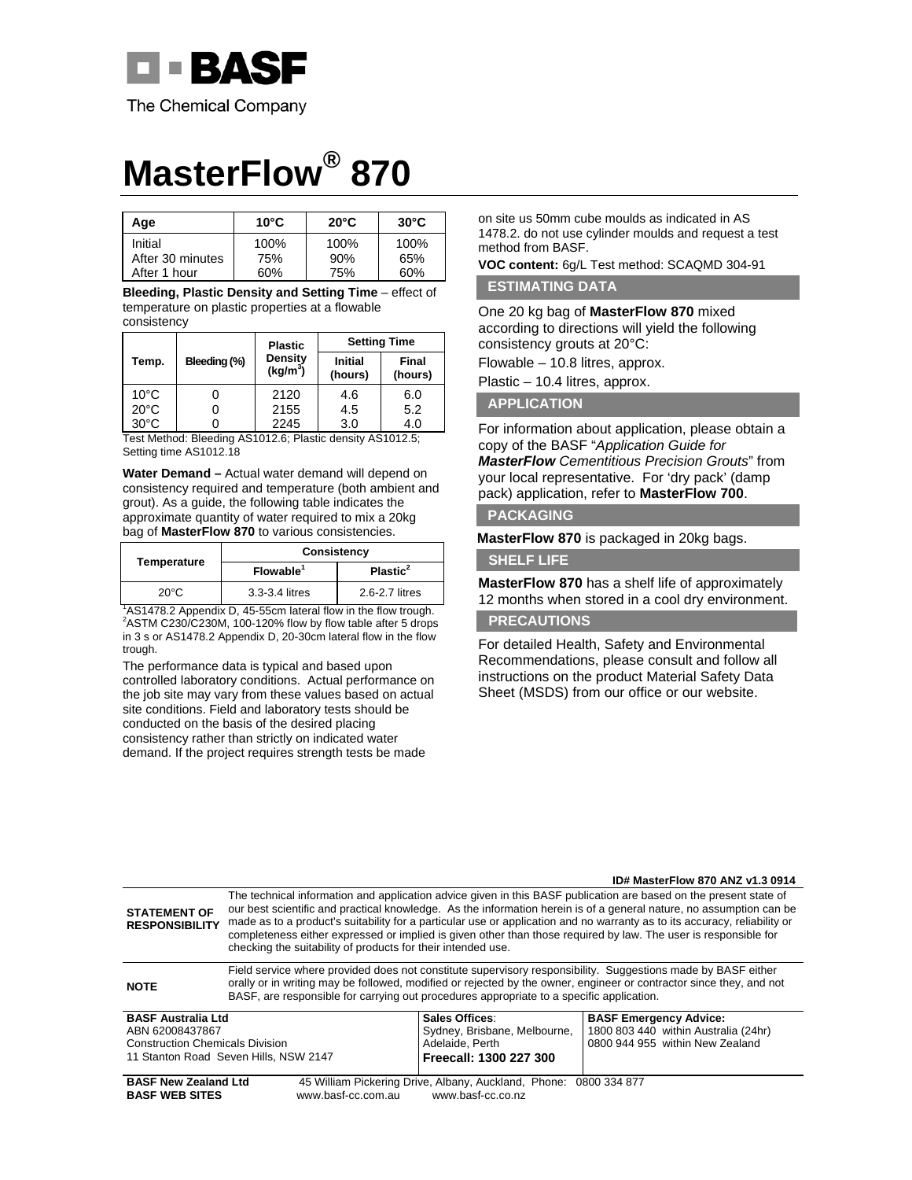# MasterFlow® 870

| Age | 10°C | 20°C | 30°C |
|---|---|---|---|
| Initial | 100% | 100% | 100% |
| After 30 minutes | 75% | 90% | 65% |
| After 1 hour | 60% | 75% | 60% |

**Bleeding, Plastic Density and Setting Time** – effect of temperature on plastic properties at a flowable consistency

| Temp. | Bleeding (%) | Plastic Density (kg/m$^3$) | Setting Time | |
|---|---|---|---|---|
| | | | Initial (hours) | Final (hours) |
| 10°C | 0 | 2120 | 4.6 | 6.0 |
| 20°C | 0 | 2155 | 4.5 | 5.2 |
| 30°C | 0 | 2245 | 3.0 | 4.0 |

Test Method: Bleeding AS1012.6; Plastic density AS1012.5; Setting time AS1012.18

**Water Demand –** Actual water demand will depend on consistency required and temperature (both ambient and grout). As a guide, the following table indicates the approximate quantity of water required to mix a 20kg bag of **MasterFlow 870** to various consistencies.

| Temperature | Consistency | |
|---|---|---|
| | Flowable[1] | Plastic[2] |
| 20°C | 3.3-3.4 litres | 2.6-2.7 litres |

[1]AS1478.2 Appendix D, 45-55cm lateral flow in the flow trough.
[2]ASTM C230/C230M, 100-120% flow by flow table after 5 drops in 3 s or AS1478.2 Appendix D, 20-30cm lateral flow in the flow trough.

The performance data is typical and based upon controlled laboratory conditions. Actual performance on the job site may vary from these values based on actual site conditions. Field and laboratory tests should be conducted on the basis of the desired placing consistency rather than strictly on indicated water demand. If the project requires strength tests be made on site us 50mm cube moulds as indicated in AS 1478.2. do not use cylinder moulds and request a test method from BASF.

**VOC content:** 6g/L Test method: SCAQMD 304-91

## ESTIMATING DATA

One 20 kg bag of **MasterFlow 870** mixed according to directions will yield the following consistency grouts at 20°C:

Flowable – 10.8 litres, approx.

Plastic – 10.4 litres, approx.

## APPLICATION

For information about application, please obtain a copy of the BASF "*Application Guide for **MasterFlow** Cementitious Precision Grouts*" from your local representative. For 'dry pack' (damp pack) application, refer to **MasterFlow 700**.

## PACKAGING

**MasterFlow 870** is packaged in 20kg bags.

## SHELF LIFE

**MasterFlow 870** has a shelf life of approximately 12 months when stored in a cool dry environment.

## PRECAUTIONS

For detailed Health, Safety and Environmental Recommendations, please consult and follow all instructions on the product Material Safety Data Sheet (MSDS) from our office or our website.

**ID# MasterFlow 870 ANZ v1.3 0914**

**STATEMENT OF RESPONSIBILITY** The technical information and application advice given in this BASF publication are based on the present state of our best scientific and practical knowledge. As the information herein is of a general nature, no assumption can be made as to a product's suitability for a particular use or application and no warranty as to its accuracy, reliability or completeness either expressed or implied is given other than those required by law. The user is responsible for checking the suitability of products for their intended use.

**NOTE** Field service where provided does not constitute supervisory responsibility. Suggestions made by BASF either orally or in writing may be followed, modified or rejected by the owner, engineer or contractor since they, and not BASF, are responsible for carrying out procedures appropriate to a specific application.

**BASF Australia Ltd**
ABN 62008437867
Construction Chemicals Division
11 Stanton Road Seven Hills, NSW 2147

**Sales Offices**:
Sydney, Brisbane, Melbourne, Adelaide, Perth
**Freecall: 1300 227 300**

**BASF Emergency Advice:**
1800 803 440 within Australia (24hr)
0800 944 955 within New Zealand

**BASF New Zealand Ltd** 45 William Pickering Drive, Albany, Auckland, Phone: 0800 334 877
**BASF WEB SITES** www.basf-cc.com.au www.basf-cc.co.nz